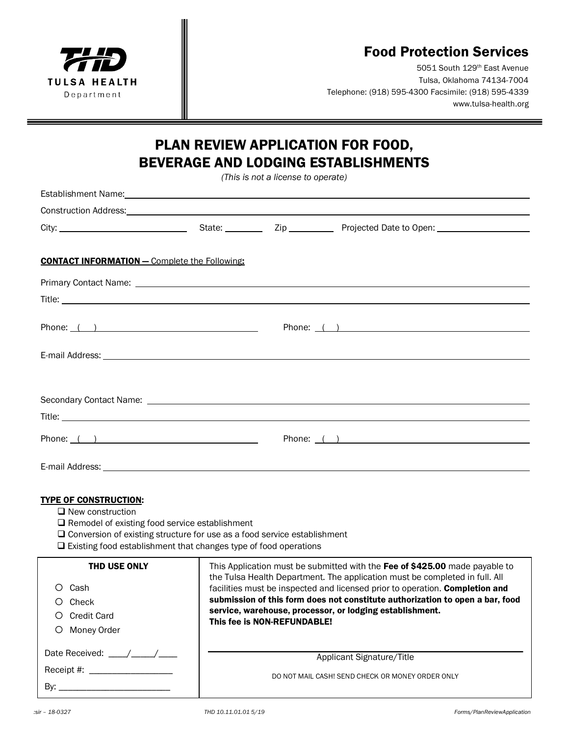TULSA HEALTH Department

# Food Protection Services

5051 South 129th East Avenue
Tulsa, Oklahoma 74134-7004
Telephone: (918) 595-4300 Facsimile: (918) 595-4339
www.tulsa-health.org

## PLAN REVIEW APPLICATION FOR FOOD, BEVERAGE AND LODGING ESTABLISHMENTS

*(This is not a license to operate)*

Establishment Name: ____________________

Construction Address: ____________________

City: ____________ State: ________ Zip ________ Projected Date to Open: ____________

**CONTACT INFORMATION —** Complete the Following**:**

Primary Contact Name: ____________________

Title: ____________________

Phone: ( ) ____________ Phone: ( ) ____________

E-mail Address: ____________________

Secondary Contact Name: ____________________

Title: ____________________

Phone: ( ) ____________ Phone: ( ) ____________

E-mail Address: ____________________

**TYPE OF CONSTRUCTION:**

- ☐ New construction
- ☐ Remodel of existing food service establishment
- ☐ Conversion of existing structure for use as a food service establishment
- ☐ Existing food establishment that changes type of food operations

| THD USE ONLY | |
|---|---|
| ○ Cash<br>○ Check<br>○ Credit Card<br>○ Money Order | This Application must be submitted with the **Fee of $425.00** made payable to the Tulsa Health Department. The application must be completed in full. All facilities must be inspected and licensed prior to operation. **Completion and submission of this form does not constitute authorization to open a bar, food service, warehouse, processor, or lodging establishment.**<br>**This fee is NON-REFUNDABLE!** |
| Date Received: ____/_____/____<br>Receipt #: __________________<br>By: ________________________ | ______________________________<br>Applicant Signature/Title<br><br>DO NOT MAIL CASH! SEND CHECK OR MONEY ORDER ONLY |

*:sir – 18-0327* *THD 10.11.01.01 5/19* *Forms/PlanReviewApplication*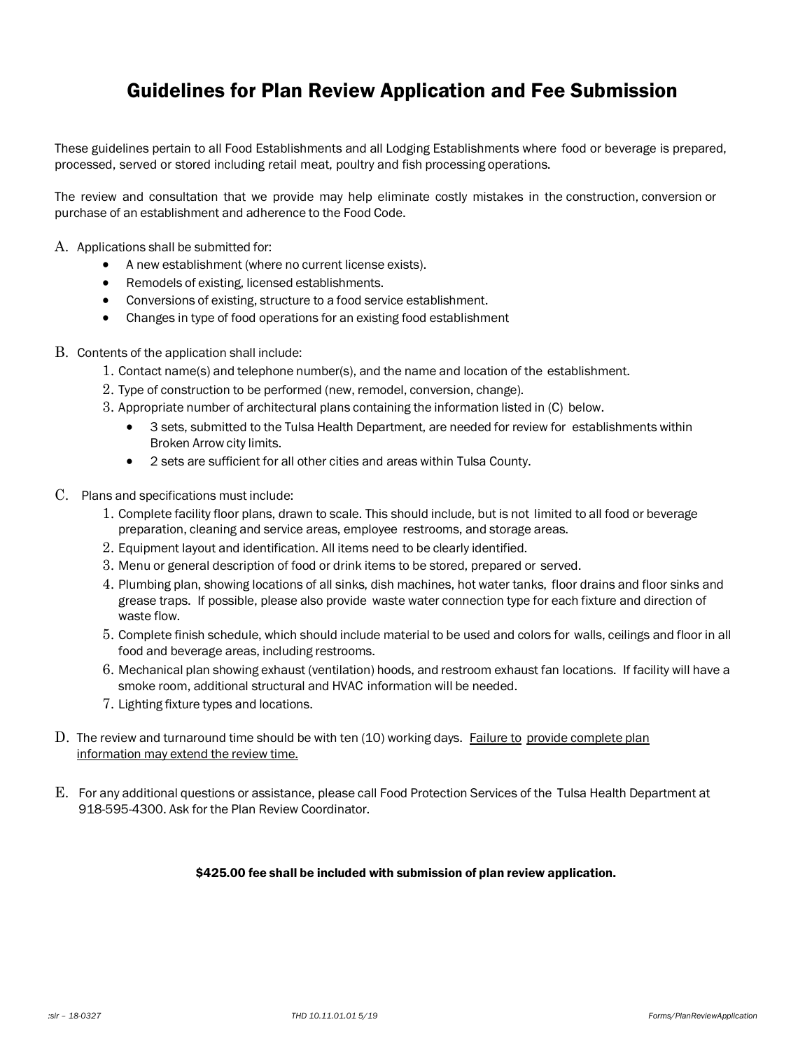# Guidelines for Plan Review Application and Fee Submission

These guidelines pertain to all Food Establishments and all Lodging Establishments where food or beverage is prepared, processed, served or stored including retail meat, poultry and fish processing operations.

The review and consultation that we provide may help eliminate costly mistakes in the construction, conversion or purchase of an establishment and adherence to the Food Code.

A. Applications shall be submitted for:
   - A new establishment (where no current license exists).
   - Remodels of existing, licensed establishments.
   - Conversions of existing, structure to a food service establishment.
   - Changes in type of food operations for an existing food establishment

B. Contents of the application shall include:
   1. Contact name(s) and telephone number(s), and the name and location of the establishment.
   2. Type of construction to be performed (new, remodel, conversion, change).
   3. Appropriate number of architectural plans containing the information listed in (C) below.
      - 3 sets, submitted to the Tulsa Health Department, are needed for review for establishments within Broken Arrow city limits.
      - 2 sets are sufficient for all other cities and areas within Tulsa County.

C. Plans and specifications must include:
   1. Complete facility floor plans, drawn to scale. This should include, but is not limited to all food or beverage preparation, cleaning and service areas, employee restrooms, and storage areas.
   2. Equipment layout and identification. All items need to be clearly identified.
   3. Menu or general description of food or drink items to be stored, prepared or served.
   4. Plumbing plan, showing locations of all sinks, dish machines, hot water tanks, floor drains and floor sinks and grease traps. If possible, please also provide waste water connection type for each fixture and direction of waste flow.
   5. Complete finish schedule, which should include material to be used and colors for walls, ceilings and floor in all food and beverage areas, including restrooms.
   6. Mechanical plan showing exhaust (ventilation) hoods, and restroom exhaust fan locations. If facility will have a smoke room, additional structural and HVAC information will be needed.
   7. Lighting fixture types and locations.

D. The review and turnaround time should be with ten (10) working days. <u>Failure to provide complete plan information may extend the review time.</u>

E. For any additional questions or assistance, please call Food Protection Services of the Tulsa Health Department at 918-595-4300. Ask for the Plan Review Coordinator.

**$425.00 fee shall be included with submission of plan review application.**

:sir – 18-0327 THD 10.11.01.01 5/19 Forms/PlanReviewApplication